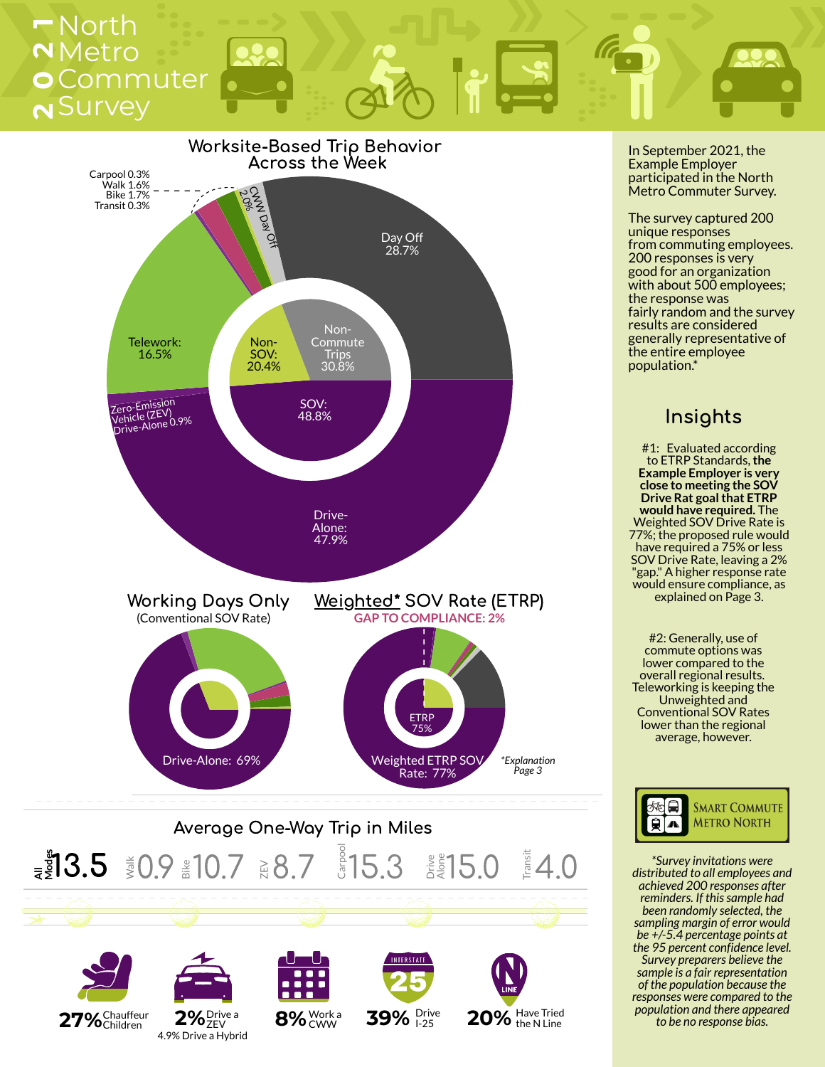# 2021 North Metro Commuter Survey

## Worksite-Based Trip Behavior Across the Week

Carpool 0.3%
Walk 1.6%
Bike 1.7%
Transit 0.3%

CWW Day Off 2.0%

Day Off 28.7%

Non-Commute Trips 30.8%

Non-SOV: 20.4%

Telework: 16.5%

SOV: 48.8%

Zero-Emission Vehicle (ZEV) Drive-Alone 0.9%

Drive-Alone: 47.9%

## Working Days Only

(Conventional SOV Rate)

Drive-Alone: 69%

## Weighted* SOV Rate (ETRP)

GAP TO COMPLIANCE: 2%

ETRP 75%

Weighted ETRP SOV Rate: 77%

*Explanation Page 3

## Average One-Way Trip in Miles

| All Modes | Walk | Bike | ZEV | Carpool | Drive Alone | Transit |
|---|---|---|---|---|---|---|
| 13.5 | 0.9 | 10.7 | 8.7 | 15.3 | 15.0 | 4.0 |

**27%** Chauffeur Children

**2%** Drive a ZEV
4.9% Drive a Hybrid

**8%** Work a CWW

**39%** Drive I-25

**20%** Have Tried the N Line

---

In September 2021, the Example Employer participated in the North Metro Commuter Survey.

The survey captured 200 unique responses from commuting employees. 200 responses is very good for an organization with about 500 employees; the response was fairly random and the survey results are considered generally representative of the entire employee population.*

## Insights

#1: Evaluated according to ETRP Standards, **the Example Employer is very close to meeting the SOV Drive Rat goal that ETRP would have required.** The Weighted SOV Drive Rate is 77%; the proposed rule would have required a 75% or less SOV Drive Rate, leaving a 2% "gap." A higher response rate would ensure compliance, as explained on Page 3.

#2: Generally, use of commute options was lower compared to the overall regional results. Teleworking is keeping the Unweighted and Conventional SOV Rates lower than the regional average, however.

Smart Commute Metro North

*Survey invitations were distributed to all employees and achieved 200 responses after reminders. If this sample had been randomly selected, the sampling margin of error would be +/-5.4 percentage points at the 95 percent confidence level. Survey preparers believe the sample is a fair representation of the population because the responses were compared to the population and there appeared to be no response bias.*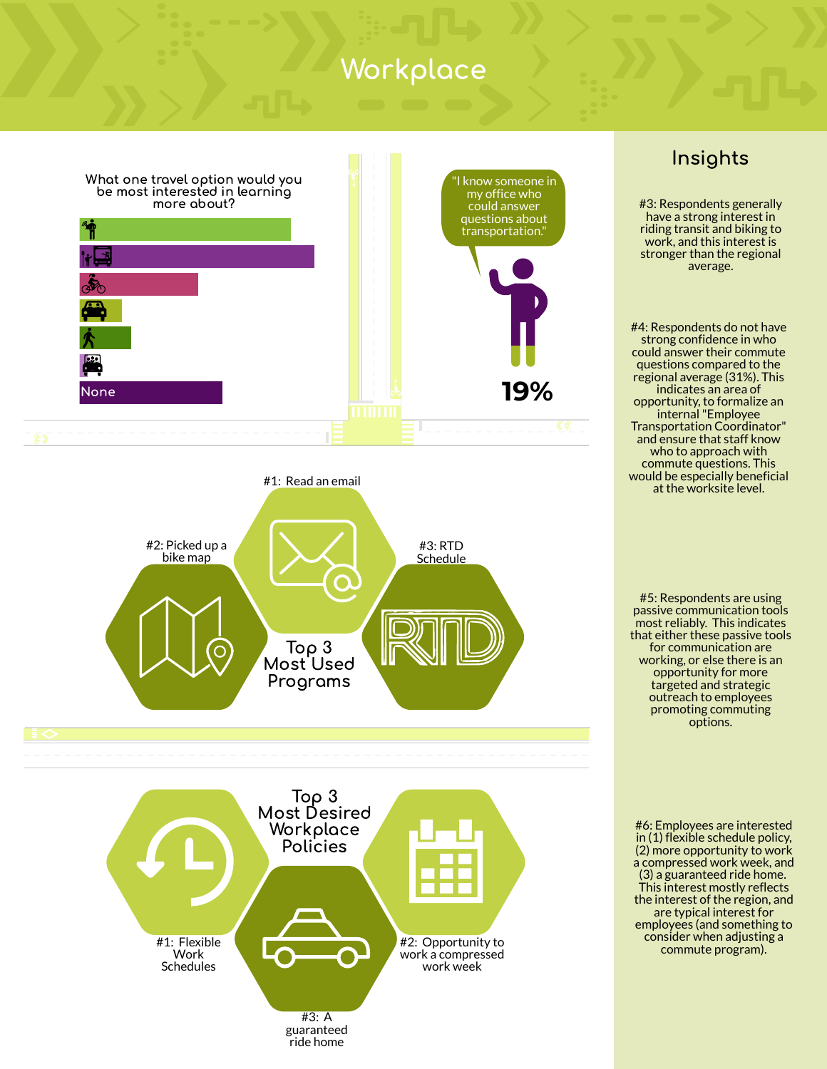# Workplace

What one travel option would you be most interested in learning more about?

None

"I know someone in my office who could answer questions about transportation."

19%

#1: Read an email

#2: Picked up a bike map

#3: RTD Schedule

Top 3 Most Used Programs

Top 3 Most Desired Workplace Policies

#1: Flexible Work Schedules

#2: Opportunity to work a compressed work week

#3: A guaranteed ride home

## Insights

#3: Respondents generally have a strong interest in riding transit and biking to work, and this interest is stronger than the regional average.

#4: Respondents do not have strong confidence in who could answer their commute questions compared to the regional average (31%). This indicates an area of opportunity, to formalize an internal "Employee Transportation Coordinator" and ensure that staff know who to approach with commute questions. This would be especially beneficial at the worksite level.

#5: Respondents are using passive communication tools most reliably. This indicates that either these passive tools for communication are working, or else there is an opportunity for more targeted and strategic outreach to employees promoting commuting options.

#6: Employees are interested in (1) flexible schedule policy, (2) more opportunity to work a compressed work week, and (3) a guaranteed ride home. This interest mostly reflects the interest of the region, and are typical interest for employees (and something to consider when adjusting a commute program).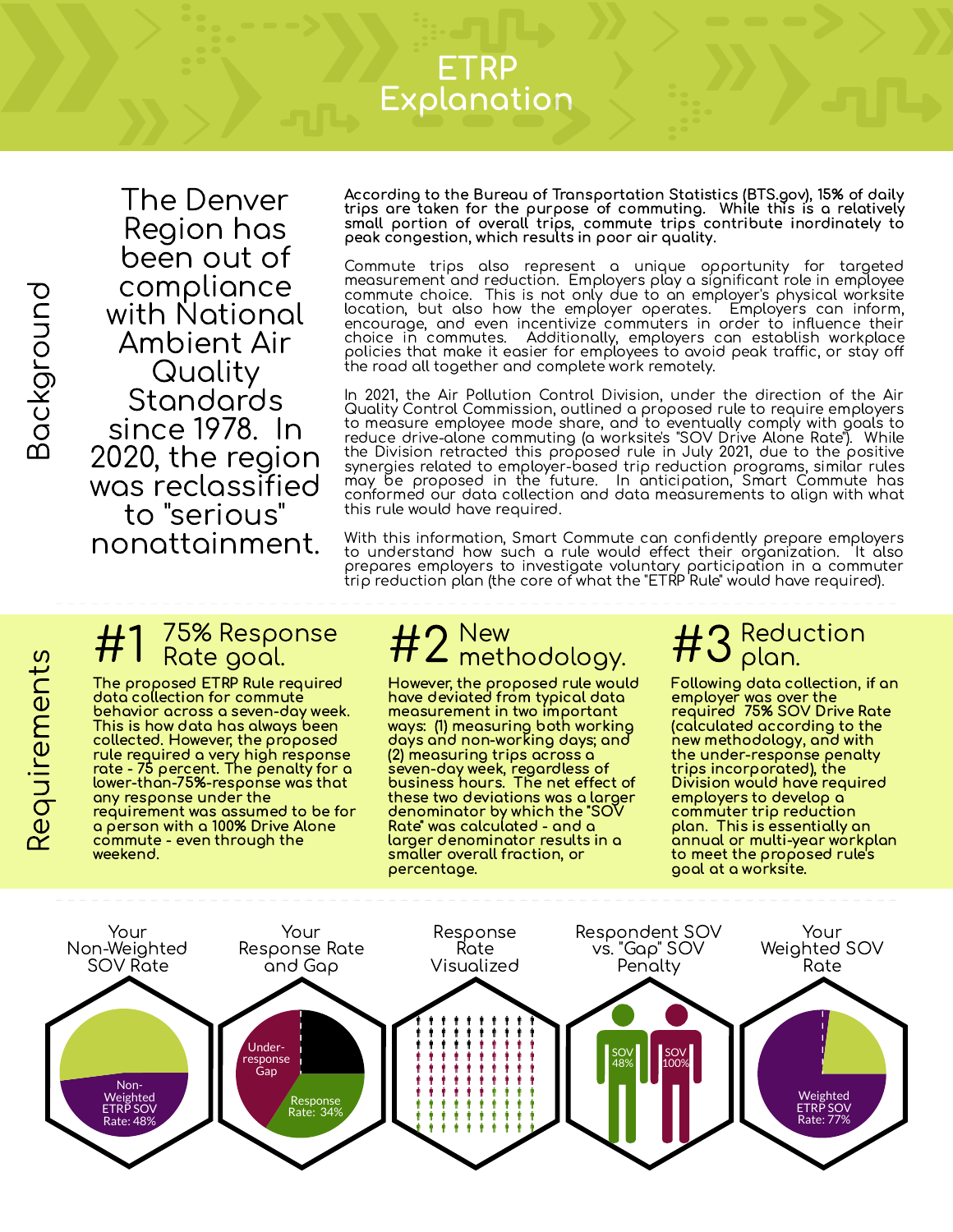# ETRP Explanation

## Background

The Denver Region has been out of compliance with National Ambient Air Quality Standards since 1978. In 2020, the region was reclassified to "serious" nonattainment.

**According to the Bureau of Transportation Statistics (BTS.gov), 15% of daily trips are taken for the purpose of commuting. While this is a relatively small portion of overall trips, commute trips contribute inordinately to peak congestion, which results in poor air quality.**

Commute trips also represent a unique opportunity for targeted measurement and reduction. Employers play a significant role in employee commute choice. This is not only due to an employer's physical worksite location, but also how the employer operates. Employers can inform, encourage, and even incentivize commuters in order to influence their choice in commutes. Additionally, employers can establish workplace policies that make it easier for employees to avoid peak traffic, or stay off the road all together and complete work remotely.

In 2021, the Air Pollution Control Division, under the direction of the Air Quality Control Commission, outlined a proposed rule to require employers to measure employee mode share, and to eventually comply with goals to reduce drive-alone commuting (a worksite's "SOV Drive Alone Rate"). While the Division retracted this proposed rule in July 2021, due to the positive synergies related to employer-based trip reduction programs, similar rules may be proposed in the future. In anticipation, Smart Commute has conformed our data collection and data measurements to align with what this rule would have required.

With this information, Smart Commute can confidently prepare employers to understand how such a rule would effect their organization. It also prepares employers to investigate voluntary participation in a commuter trip reduction plan (the core of what the "ETRP Rule" would have required).

## Requirements

### #1 75% Response Rate goal.

**The proposed ETRP Rule required data collection for commute behavior across a seven-day week. This is how data has always been collected. However, the proposed rule required a very high response rate - 75 percent. The penalty for a lower-than-75%-response was that any response under the requirement was assumed to be for a person with a 100% Drive Alone commute - even through the weekend.**

### #2 New methodology.

**However, the proposed rule would have deviated from typical data measurement in two important ways: (1) measuring both working days and non-working days; and (2) measuring trips across a seven-day week, regardless of business hours. The net effect of these two deviations was a larger denominator by which the "SOV Rate" was calculated - and a larger denominator results in a smaller overall fraction, or percentage.**

### #3 Reduction plan.

**Following data collection, if an employer was over the required 75% SOV Drive Rate (calculated according to the new methodology, and with the under-response penalty trips incorporated), the Division would have required employers to develop a commuter trip reduction plan. This is essentially an annual or multi-year workplan to meet the proposed rules goal at a worksite.**

---

Your Non-Weighted SOV Rate — Non-Weighted ETRP SOV Rate: 48%

Your Response Rate and Gap — Under-response Gap; Response Rate: 34%

Response Rate Visualized

Respondent SOV vs. "Gap" SOV Penalty — SOV 48%; SOV 100%

Your Weighted SOV Rate — Weighted ETRP SOV Rate: 77%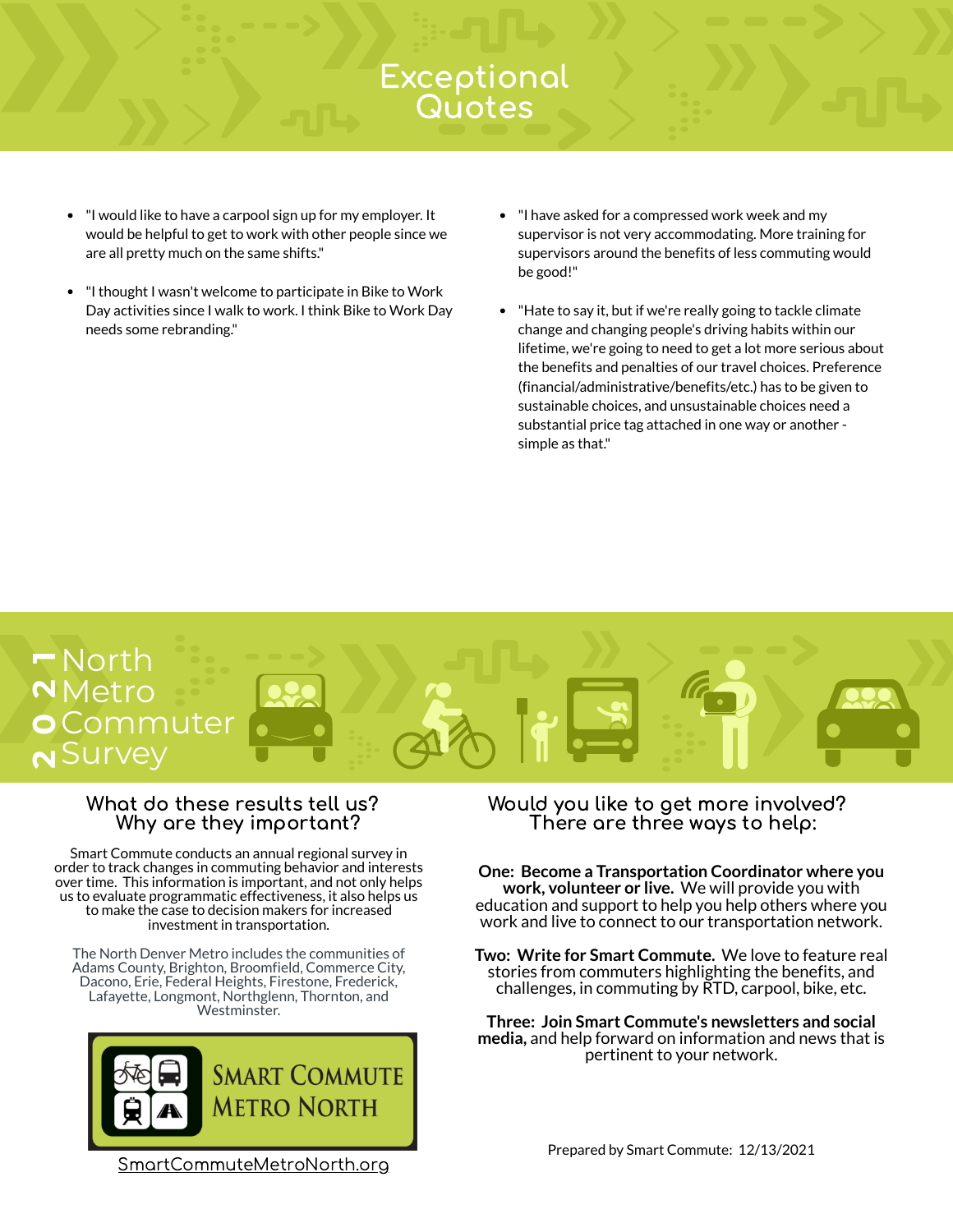# Exceptional Quotes

- "I would like to have a carpool sign up for my employer. It would be helpful to get to work with other people since we are all pretty much on the same shifts."
- "I thought I wasn't welcome to participate in Bike to Work Day activities since I walk to work. I think Bike to Work Day needs some rebranding."
- "I have asked for a compressed work week and my supervisor is not very accommodating. More training for supervisors around the benefits of less commuting would be good!"
- "Hate to say it, but if we're really going to tackle climate change and changing people's driving habits within our lifetime, we're going to need to get a lot more serious about the benefits and penalties of our travel choices. Preference (financial/administrative/benefits/etc.) has to be given to sustainable choices, and unsustainable choices need a substantial price tag attached in one way or another - simple as that."

# 2021 North Metro Commuter Survey

## What do these results tell us? Why are they important?

Smart Commute conducts an annual regional survey in order to track changes in commuting behavior and interests over time. This information is important, and not only helps us to evaluate programmatic effectiveness, it also helps us to make the case to decision makers for increased investment in transportation.

The North Denver Metro includes the communities of Adams County, Brighton, Broomfield, Commerce City, Dacono, Erie, Federal Heights, Firestone, Frederick, Lafayette, Longmont, Northglenn, Thornton, and Westminster.

SMART COMMUTE METRO NORTH

SmartCommuteMetroNorth.org

## Would you like to get more involved? There are three ways to help:

**One: Become a Transportation Coordinator where you work, volunteer or live.** We will provide you with education and support to help you help others where you work and live to connect to our transportation network.

**Two: Write for Smart Commute.** We love to feature real stories from commuters highlighting the benefits, and challenges, in commuting by RTD, carpool, bike, etc.

**Three: Join Smart Commute's newsletters and social media,** and help forward on information and news that is pertinent to your network.

Prepared by Smart Commute: 12/13/2021